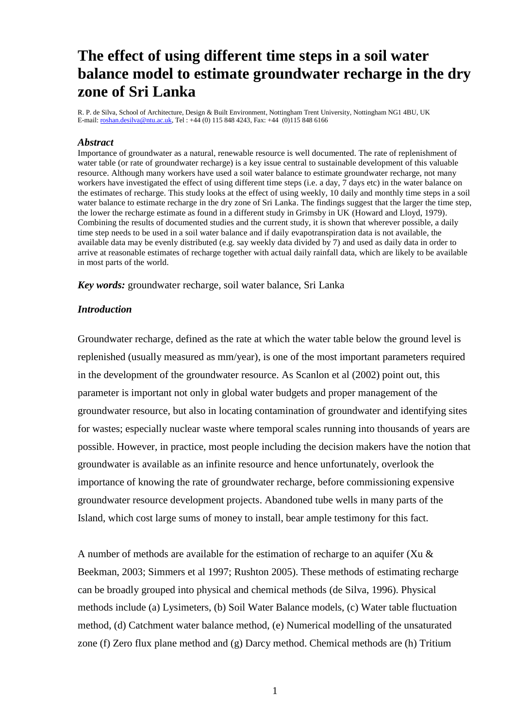# The effect of using different time steps in a soil water balance model to estimate groundwater recharge in the dry zone of Sri Lanka

R. P. de Silva, School of Architecture, Design & Built Environment, Nottingham Trent University, Nottingham NG1 4BU, UK
E-mail: roshan.desilva@ntu.ac.uk, Tel : +44 (0) 115 848 4243, Fax: +44 (0)115 848 6166

### *Abstract*

Importance of groundwater as a natural, renewable resource is well documented. The rate of replenishment of water table (or rate of groundwater recharge) is a key issue central to sustainable development of this valuable resource. Although many workers have used a soil water balance to estimate groundwater recharge, not many workers have investigated the effect of using different time steps (i.e. a day, 7 days etc) in the water balance on the estimates of recharge. This study looks at the effect of using weekly, 10 daily and monthly time steps in a soil water balance to estimate recharge in the dry zone of Sri Lanka. The findings suggest that the larger the time step, the lower the recharge estimate as found in a different study in Grimsby in UK (Howard and Lloyd, 1979). Combining the results of documented studies and the current study, it is shown that wherever possible, a daily time step needs to be used in a soil water balance and if daily evapotranspiration data is not available, the available data may be evenly distributed (e.g. say weekly data divided by 7) and used as daily data in order to arrive at reasonable estimates of recharge together with actual daily rainfall data, which are likely to be available in most parts of the world.

***Key words:*** groundwater recharge, soil water balance, Sri Lanka

### *Introduction*

Groundwater recharge, defined as the rate at which the water table below the ground level is replenished (usually measured as mm/year), is one of the most important parameters required in the development of the groundwater resource. As Scanlon et al (2002) point out, this parameter is important not only in global water budgets and proper management of the groundwater resource, but also in locating contamination of groundwater and identifying sites for wastes; especially nuclear waste where temporal scales running into thousands of years are possible. However, in practice, most people including the decision makers have the notion that groundwater is available as an infinite resource and hence unfortunately, overlook the importance of knowing the rate of groundwater recharge, before commissioning expensive groundwater resource development projects. Abandoned tube wells in many parts of the Island, which cost large sums of money to install, bear ample testimony for this fact.

A number of methods are available for the estimation of recharge to an aquifer (Xu & Beekman, 2003; Simmers et al 1997; Rushton 2005). These methods of estimating recharge can be broadly grouped into physical and chemical methods (de Silva, 1996). Physical methods include (a) Lysimeters, (b) Soil Water Balance models, (c) Water table fluctuation method, (d) Catchment water balance method, (e) Numerical modelling of the unsaturated zone (f) Zero flux plane method and (g) Darcy method. Chemical methods are (h) Tritium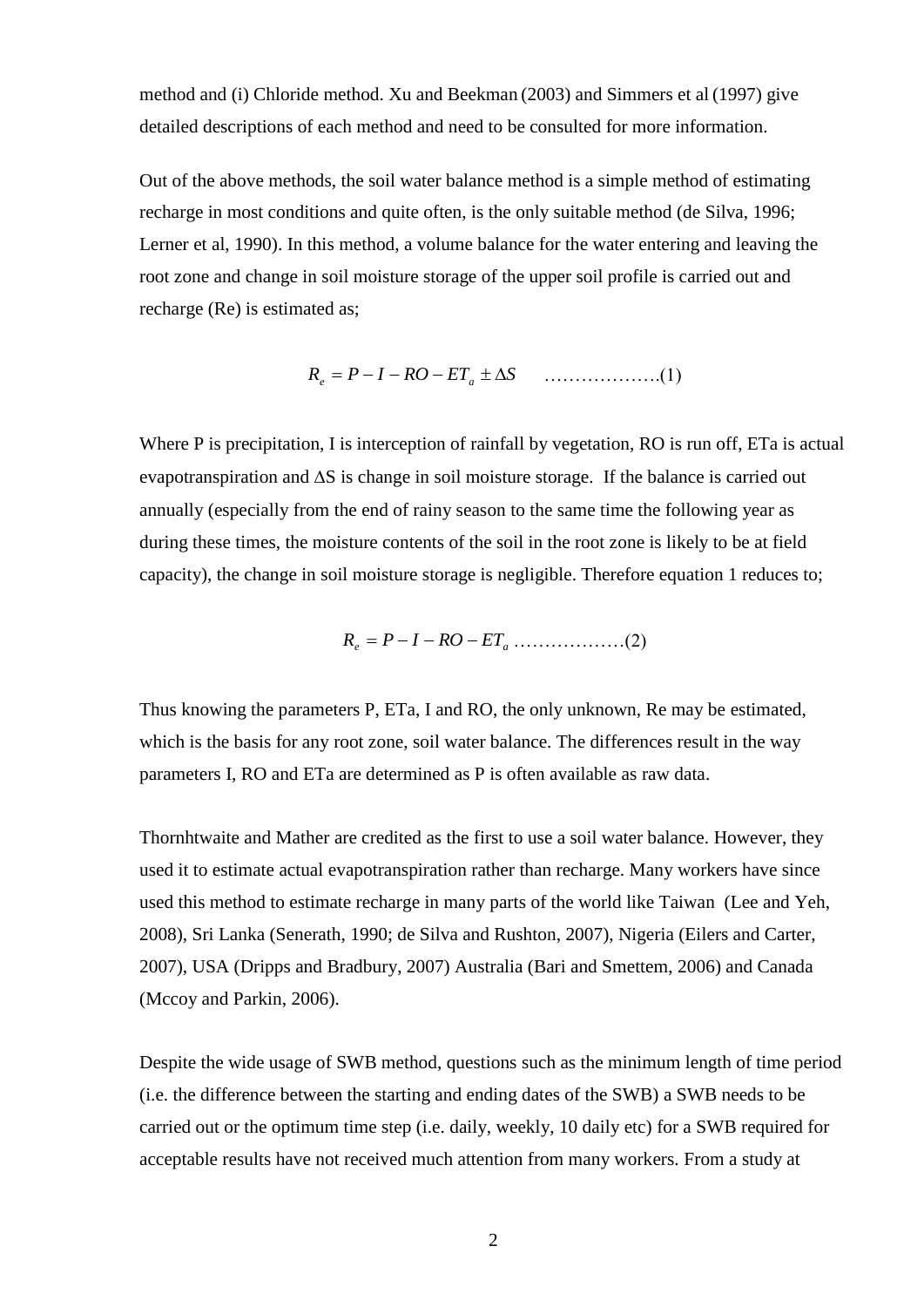method and (i) Chloride method. Xu and Beekman (2003) and Simmers et al (1997) give detailed descriptions of each method and need to be consulted for more information.

Out of the above methods, the soil water balance method is a simple method of estimating recharge in most conditions and quite often, is the only suitable method (de Silva, 1996; Lerner et al, 1990). In this method, a volume balance for the water entering and leaving the root zone and change in soil moisture storage of the upper soil profile is carried out and recharge (Re) is estimated as;

$$R_e = P - I - RO - ET_a \pm \Delta S \quad \text{……………….(1)}$$

Where P is precipitation, I is interception of rainfall by vegetation, RO is run off, ETa is actual evapotranspiration and ΔS is change in soil moisture storage. If the balance is carried out annually (especially from the end of rainy season to the same time the following year as during these times, the moisture contents of the soil in the root zone is likely to be at field capacity), the change in soil moisture storage is negligible. Therefore equation 1 reduces to;

$$R_e = P - I - RO - ET_a \quad \text{………………(2)}$$

Thus knowing the parameters P, ETa, I and RO, the only unknown, Re may be estimated, which is the basis for any root zone, soil water balance. The differences result in the way parameters I, RO and ETa are determined as P is often available as raw data.

Thornhtwaite and Mather are credited as the first to use a soil water balance. However, they used it to estimate actual evapotranspiration rather than recharge. Many workers have since used this method to estimate recharge in many parts of the world like Taiwan (Lee and Yeh, 2008), Sri Lanka (Senerath, 1990; de Silva and Rushton, 2007), Nigeria (Eilers and Carter, 2007), USA (Dripps and Bradbury, 2007) Australia (Bari and Smettem, 2006) and Canada (Mccoy and Parkin, 2006).

Despite the wide usage of SWB method, questions such as the minimum length of time period (i.e. the difference between the starting and ending dates of the SWB) a SWB needs to be carried out or the optimum time step (i.e. daily, weekly, 10 daily etc) for a SWB required for acceptable results have not received much attention from many workers. From a study at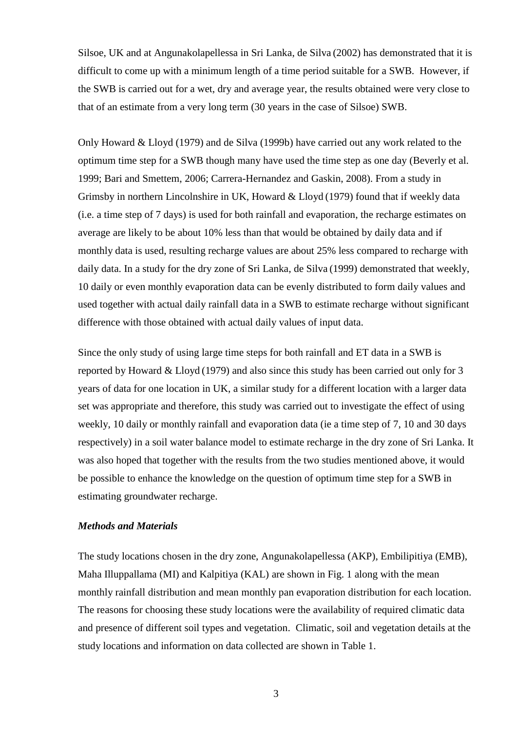Silsoe, UK and at Angunakolapellessa in Sri Lanka, de Silva (2002) has demonstrated that it is difficult to come up with a minimum length of a time period suitable for a SWB. However, if the SWB is carried out for a wet, dry and average year, the results obtained were very close to that of an estimate from a very long term (30 years in the case of Silsoe) SWB.

Only Howard & Lloyd (1979) and de Silva (1999b) have carried out any work related to the optimum time step for a SWB though many have used the time step as one day (Beverly et al. 1999; Bari and Smettem, 2006; Carrera-Hernandez and Gaskin, 2008). From a study in Grimsby in northern Lincolnshire in UK, Howard & Lloyd (1979) found that if weekly data (i.e. a time step of 7 days) is used for both rainfall and evaporation, the recharge estimates on average are likely to be about 10% less than that would be obtained by daily data and if monthly data is used, resulting recharge values are about 25% less compared to recharge with daily data. In a study for the dry zone of Sri Lanka, de Silva (1999) demonstrated that weekly, 10 daily or even monthly evaporation data can be evenly distributed to form daily values and used together with actual daily rainfall data in a SWB to estimate recharge without significant difference with those obtained with actual daily values of input data.

Since the only study of using large time steps for both rainfall and ET data in a SWB is reported by Howard & Lloyd (1979) and also since this study has been carried out only for 3 years of data for one location in UK, a similar study for a different location with a larger data set was appropriate and therefore, this study was carried out to investigate the effect of using weekly, 10 daily or monthly rainfall and evaporation data (ie a time step of 7, 10 and 30 days respectively) in a soil water balance model to estimate recharge in the dry zone of Sri Lanka. It was also hoped that together with the results from the two studies mentioned above, it would be possible to enhance the knowledge on the question of optimum time step for a SWB in estimating groundwater recharge.

### *Methods and Materials*

The study locations chosen in the dry zone, Angunakolapellessa (AKP), Embilipitiya (EMB), Maha Illuppallama (MI) and Kalpitiya (KAL) are shown in Fig. 1 along with the mean monthly rainfall distribution and mean monthly pan evaporation distribution for each location. The reasons for choosing these study locations were the availability of required climatic data and presence of different soil types and vegetation. Climatic, soil and vegetation details at the study locations and information on data collected are shown in Table 1.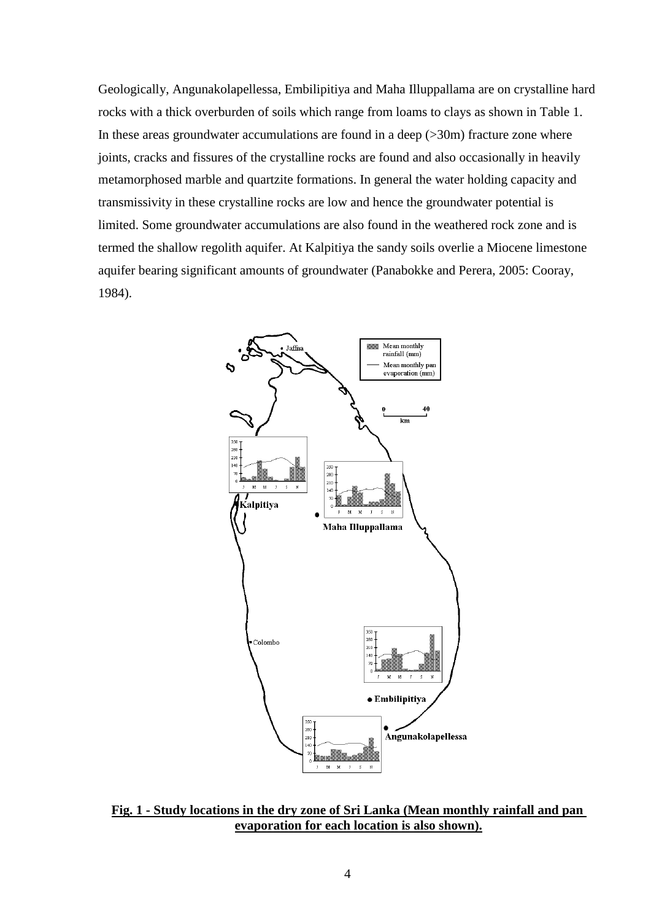Geologically, Angunakolapellessa, Embilipitiya and Maha Illuppallama are on crystalline hard rocks with a thick overburden of soils which range from loams to clays as shown in Table 1. In these areas groundwater accumulations are found in a deep (>30m) fracture zone where joints, cracks and fissures of the crystalline rocks are found and also occasionally in heavily metamorphosed marble and quartzite formations. In general the water holding capacity and transmissivity in these crystalline rocks are low and hence the groundwater potential is limited. Some groundwater accumulations are also found in the weathered rock zone and is termed the shallow regolith aquifer. At Kalpitiya the sandy soils overlie a Miocene limestone aquifer bearing significant amounts of groundwater (Panabokke and Perera, 2005: Cooray, 1984).

**Fig. 1 - Study locations in the dry zone of Sri Lanka (Mean monthly rainfall and pan evaporation for each location is also shown).**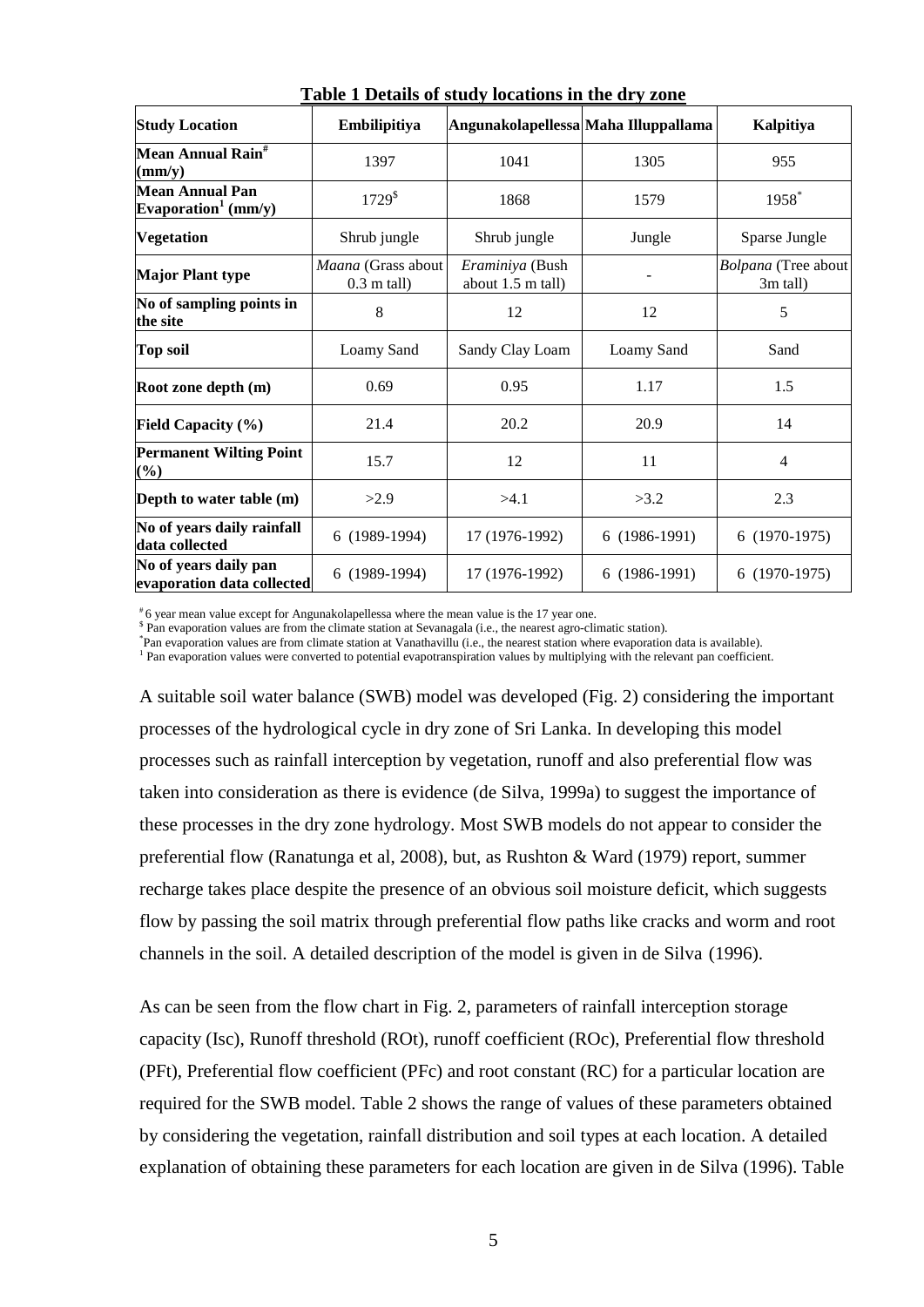**Table 1 Details of study locations in the dry zone**

| Study Location | Embilipitiya | Angunakolapellessa | Maha Illuppallama | Kalpitiya |
|---|---|---|---|---|
| **Mean Annual Rain[#] (mm/y)** | 1397 | 1041 | 1305 | 955 |
| **Mean Annual Pan Evaporation[1] (mm/y)** | 1729[$] | 1868 | 1579 | 1958[*] |
| **Vegetation** | Shrub jungle | Shrub jungle | Jungle | Sparse Jungle |
| **Major Plant type** | *Maana* (Grass about 0.3 m tall) | *Eraminiya* (Bush about 1.5 m tall) | - | *Bolpana* (Tree about 3m tall) |
| **No of sampling points in the site** | 8 | 12 | 12 | 5 |
| **Top soil** | Loamy Sand | Sandy Clay Loam | Loamy Sand | Sand |
| **Root zone depth (m)** | 0.69 | 0.95 | 1.17 | 1.5 |
| **Field Capacity (%)** | 21.4 | 20.2 | 20.9 | 14 |
| **Permanent Wilting Point (%)** | 15.7 | 12 | 11 | 4 |
| **Depth to water table (m)** | >2.9 | >4.1 | >3.2 | 2.3 |
| **No of years daily rainfall data collected** | 6 (1989-1994) | 17 (1976-1992) | 6 (1986-1991) | 6 (1970-1975) |
| **No of years daily pan evaporation data collected** | 6 (1989-1994) | 17 (1976-1992) | 6 (1986-1991) | 6 (1970-1975) |

[#] 6 year mean value except for Angunakolapellessa where the mean value is the 17 year one.
[$] Pan evaporation values are from the climate station at Sevanagala (i.e., the nearest agro-climatic station).
[*] Pan evaporation values are from climate station at Vanathavillu (i.e., the nearest station where evaporation data is available).
[1] Pan evaporation values were converted to potential evapotranspiration values by multiplying with the relevant pan coefficient.

A suitable soil water balance (SWB) model was developed (Fig. 2) considering the important processes of the hydrological cycle in dry zone of Sri Lanka. In developing this model processes such as rainfall interception by vegetation, runoff and also preferential flow was taken into consideration as there is evidence (de Silva, 1999a) to suggest the importance of these processes in the dry zone hydrology. Most SWB models do not appear to consider the preferential flow (Ranatunga et al, 2008), but, as Rushton & Ward (1979) report, summer recharge takes place despite the presence of an obvious soil moisture deficit, which suggests flow by passing the soil matrix through preferential flow paths like cracks and worm and root channels in the soil. A detailed description of the model is given in de Silva (1996).

As can be seen from the flow chart in Fig. 2, parameters of rainfall interception storage capacity (Isc), Runoff threshold (ROt), runoff coefficient (ROc), Preferential flow threshold (PFt), Preferential flow coefficient (PFc) and root constant (RC) for a particular location are required for the SWB model. Table 2 shows the range of values of these parameters obtained by considering the vegetation, rainfall distribution and soil types at each location. A detailed explanation of obtaining these parameters for each location are given in de Silva (1996). Table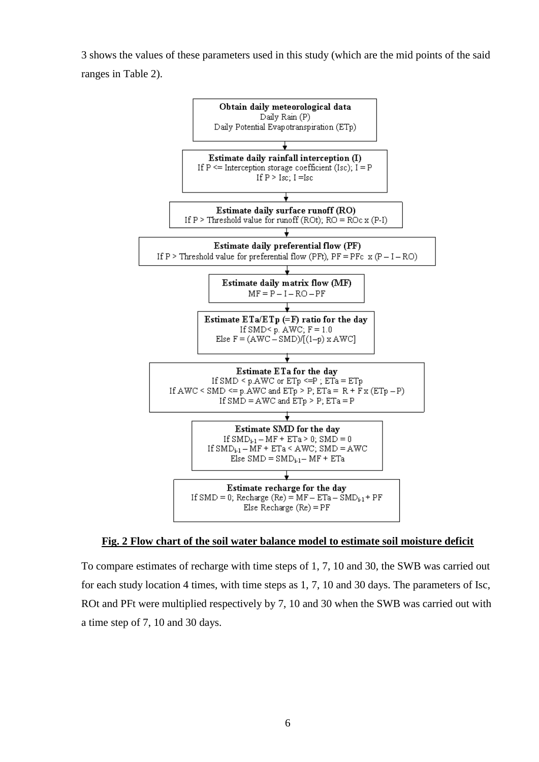3 shows the values of these parameters used in this study (which are the mid points of the said ranges in Table 2).

**Obtain daily meteorological data**
Daily Rain (P)
Daily Potential Evapotranspiration (ETp)

↓

**Estimate daily rainfall interception (I)**
If P <= Interception storage coefficient (Isc); I = P
If P > Isc; I = Isc

↓

**Estimate daily surface runoff (RO)**
If P > Threshold value for runoff (ROt); RO = ROc x (P-I)

↓

**Estimate daily preferential flow (PF)**
If P > Threshold value for preferential flow (PFt), PF = PFc x (P – I – RO)

↓

**Estimate daily matrix flow (MF)**
MF = P – I – RO – PF

↓

**Estimate ETa/ETp (=F) ratio for the day**
If SMD < p. AWC; F = 1.0
Else F = (AWC – SMD)/[(1–p) x AWC]

↓

**Estimate ETa for the day**
If SMD < p.AWC or ETp <=P ; ETa = ETp
If AWC < SMD <= p.AWC and ETp > P; ETa = R + F x (ETp – P)
If SMD = AWC and ETp > P; ETa = P

↓

**Estimate SMD for the day**
If $SMD_{i-1}$ – MF + ETa > 0; SMD = 0
If $SMD_{i-1}$ – MF + ETa < AWC; SMD = AWC
Else SMD = $SMD_{i-1}$ – MF + ETa

↓

**Estimate recharge for the day**
If SMD = 0; Recharge (Re) = MF – ETa – $SMD_{i-1}$ + PF
Else Recharge (Re) = PF

**Fig. 2 Flow chart of the soil water balance model to estimate soil moisture deficit**

To compare estimates of recharge with time steps of 1, 7, 10 and 30, the SWB was carried out for each study location 4 times, with time steps as 1, 7, 10 and 30 days. The parameters of Isc, ROt and PFt were multiplied respectively by 7, 10 and 30 when the SWB was carried out with a time step of 7, 10 and 30 days.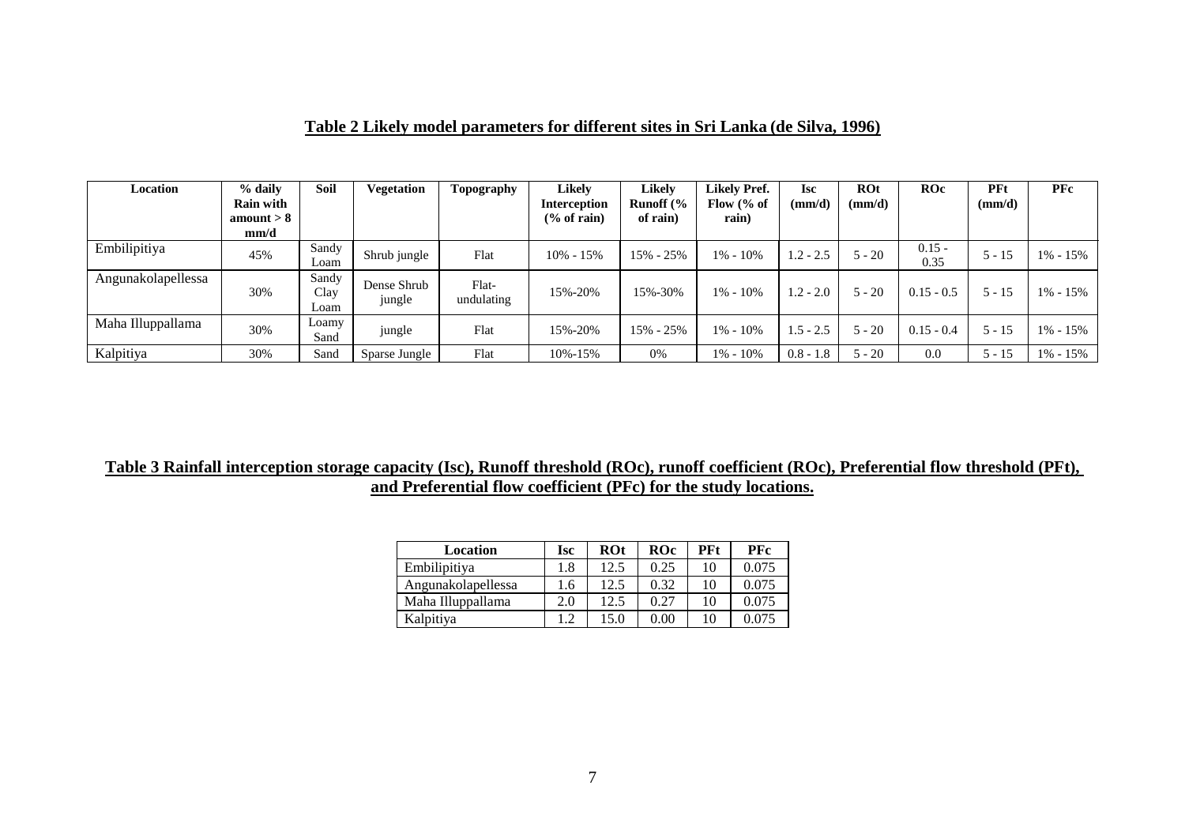**Table 2 Likely model parameters for different sites in Sri Lanka (de Silva, 1996)**

| Location | % daily Rain with amount > 8 mm/d | Soil | Vegetation | Topography | Likely Interception (% of rain) | Likely Runoff (% of rain) | Likely Pref. Flow (% of rain) | Isc (mm/d) | ROt (mm/d) | ROc | PFt (mm/d) | PFc |
|---|---|---|---|---|---|---|---|---|---|---|---|---|
| Embilipitiya | 45% | Sandy Loam | Shrub jungle | Flat | 10% - 15% | 15% - 25% | 1% - 10% | 1.2 - 2.5 | 5 - 20 | 0.15 - 0.35 | 5 - 15 | 1% - 15% |
| Angunakolapellessa | 30% | Sandy Clay Loam | Dense Shrub jungle | Flat-undulating | 15%-20% | 15%-30% | 1% - 10% | 1.2 - 2.0 | 5 - 20 | 0.15 - 0.5 | 5 - 15 | 1% - 15% |
| Maha Illuppallama | 30% | Loamy Sand | jungle | Flat | 15%-20% | 15% - 25% | 1% - 10% | 1.5 - 2.5 | 5 - 20 | 0.15 - 0.4 | 5 - 15 | 1% - 15% |
| Kalpitiya | 30% | Sand | Sparse Jungle | Flat | 10%-15% | 0% | 1% - 10% | 0.8 - 1.8 | 5 - 20 | 0.0 | 5 - 15 | 1% - 15% |

**Table 3 Rainfall interception storage capacity (Isc), Runoff threshold (ROc), runoff coefficient (ROc), Preferential flow threshold (PFt), and Preferential flow coefficient (PFc) for the study locations.**

| Location | Isc | ROt | ROc | PFt | PFc |
|---|---|---|---|---|---|
| Embilipitiya | 1.8 | 12.5 | 0.25 | 10 | 0.075 |
| Angunakolapellessa | 1.6 | 12.5 | 0.32 | 10 | 0.075 |
| Maha Illuppallama | 2.0 | 12.5 | 0.27 | 10 | 0.075 |
| Kalpitiya | 1.2 | 15.0 | 0.00 | 10 | 0.075 |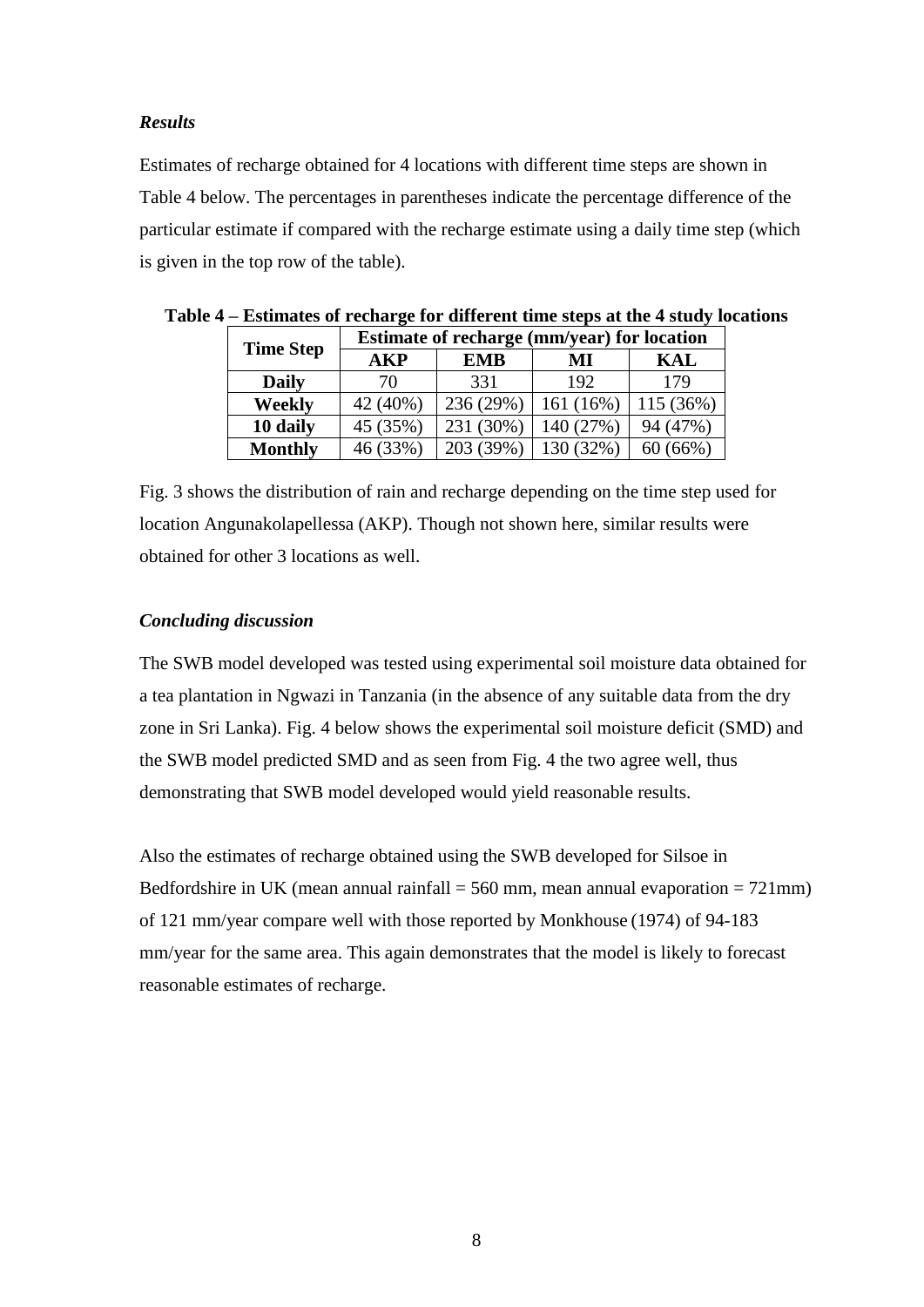### *Results*

Estimates of recharge obtained for 4 locations with different time steps are shown in Table 4 below. The percentages in parentheses indicate the percentage difference of the particular estimate if compared with the recharge estimate using a daily time step (which is given in the top row of the table).

**Table 4 – Estimates of recharge for different time steps at the 4 study locations**

| **Time Step** | **Estimate of recharge (mm/year) for location** | | | |
|---|---|---|---|---|
| | **AKP** | **EMB** | **MI** | **KAL** |
| **Daily** | 70 | 331 | 192 | 179 |
| **Weekly** | 42 (40%) | 236 (29%) | 161 (16%) | 115 (36%) |
| **10 daily** | 45 (35%) | 231 (30%) | 140 (27%) | 94 (47%) |
| **Monthly** | 46 (33%) | 203 (39%) | 130 (32%) | 60 (66%) |

Fig. 3 shows the distribution of rain and recharge depending on the time step used for location Angunakolapellessa (AKP). Though not shown here, similar results were obtained for other 3 locations as well.

### *Concluding discussion*

The SWB model developed was tested using experimental soil moisture data obtained for a tea plantation in Ngwazi in Tanzania (in the absence of any suitable data from the dry zone in Sri Lanka). Fig. 4 below shows the experimental soil moisture deficit (SMD) and the SWB model predicted SMD and as seen from Fig. 4 the two agree well, thus demonstrating that SWB model developed would yield reasonable results.

Also the estimates of recharge obtained using the SWB developed for Silsoe in Bedfordshire in UK (mean annual rainfall = 560 mm, mean annual evaporation = 721mm) of 121 mm/year compare well with those reported by Monkhouse (1974) of 94-183 mm/year for the same area. This again demonstrates that the model is likely to forecast reasonable estimates of recharge.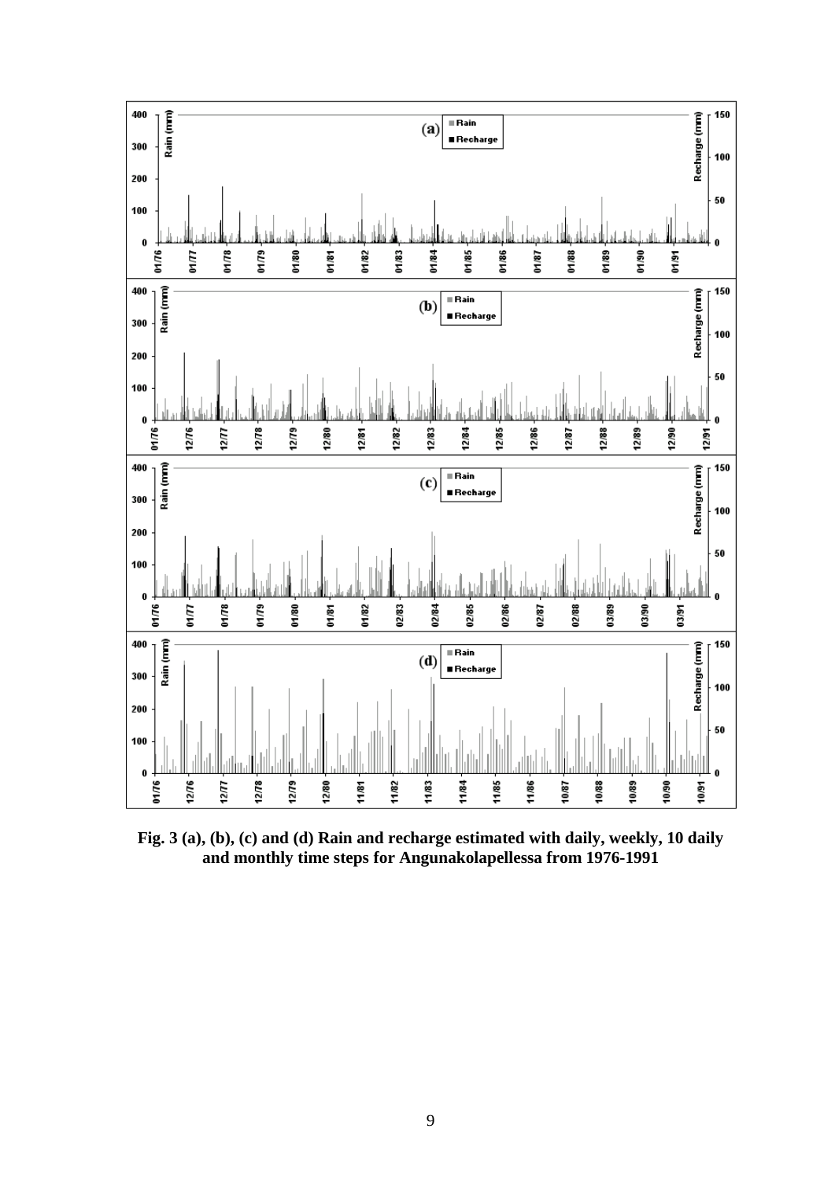**Fig. 3 (a), (b), (c) and (d) Rain and recharge estimated with daily, weekly, 10 daily and monthly time steps for Angunakolapellessa from 1976-1991**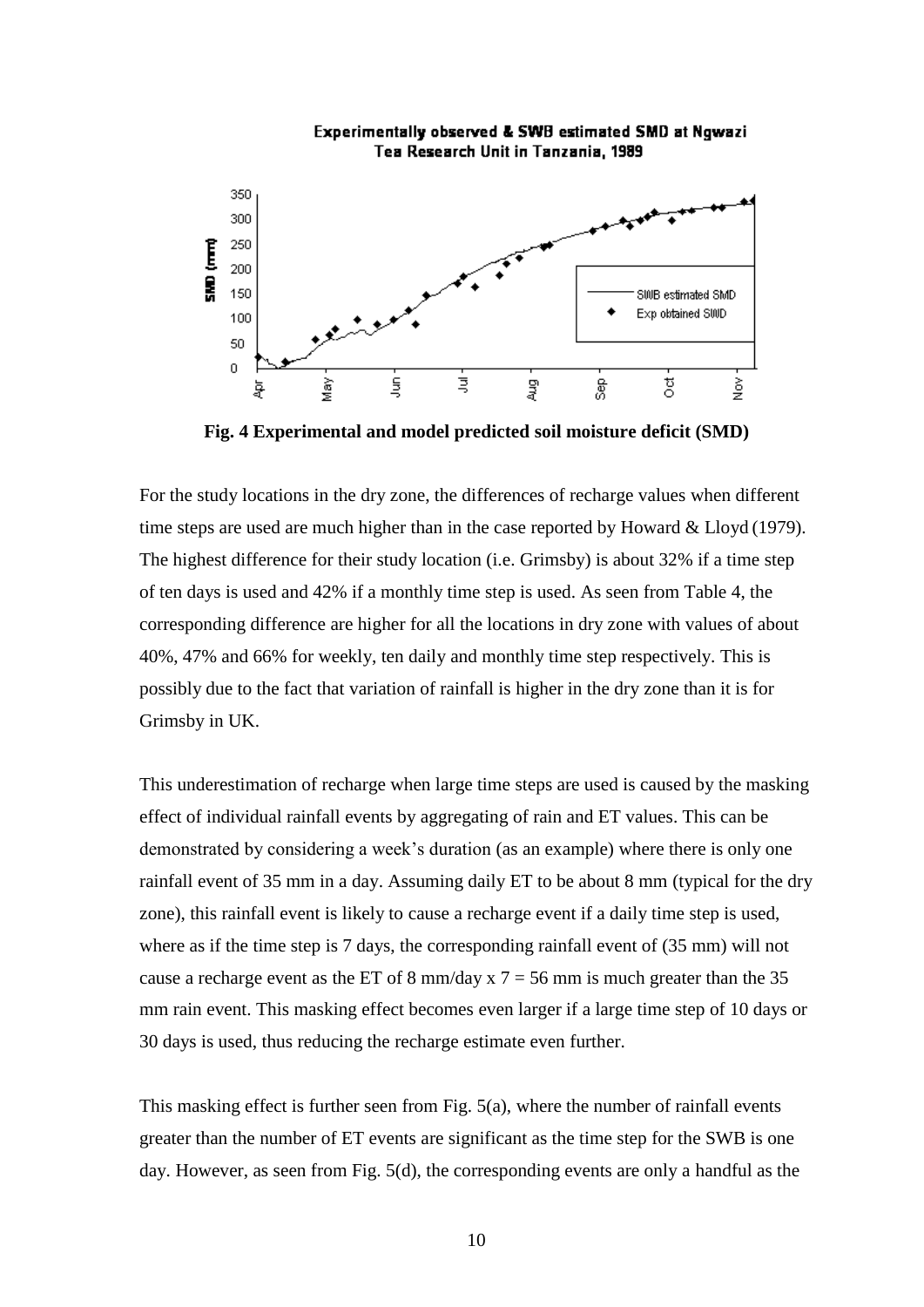**Fig. 4 Experimental and model predicted soil moisture deficit (SMD)**

For the study locations in the dry zone, the differences of recharge values when different time steps are used are much higher than in the case reported by Howard & Lloyd (1979). The highest difference for their study location (i.e. Grimsby) is about 32% if a time step of ten days is used and 42% if a monthly time step is used. As seen from Table 4, the corresponding difference are higher for all the locations in dry zone with values of about 40%, 47% and 66% for weekly, ten daily and monthly time step respectively. This is possibly due to the fact that variation of rainfall is higher in the dry zone than it is for Grimsby in UK.

This underestimation of recharge when large time steps are used is caused by the masking effect of individual rainfall events by aggregating of rain and ET values. This can be demonstrated by considering a week's duration (as an example) where there is only one rainfall event of 35 mm in a day. Assuming daily ET to be about 8 mm (typical for the dry zone), this rainfall event is likely to cause a recharge event if a daily time step is used, where as if the time step is 7 days, the corresponding rainfall event of (35 mm) will not cause a recharge event as the ET of 8 mm/day x 7 = 56 mm is much greater than the 35 mm rain event. This masking effect becomes even larger if a large time step of 10 days or 30 days is used, thus reducing the recharge estimate even further.

This masking effect is further seen from Fig. 5(a), where the number of rainfall events greater than the number of ET events are significant as the time step for the SWB is one day. However, as seen from Fig. 5(d), the corresponding events are only a handful as the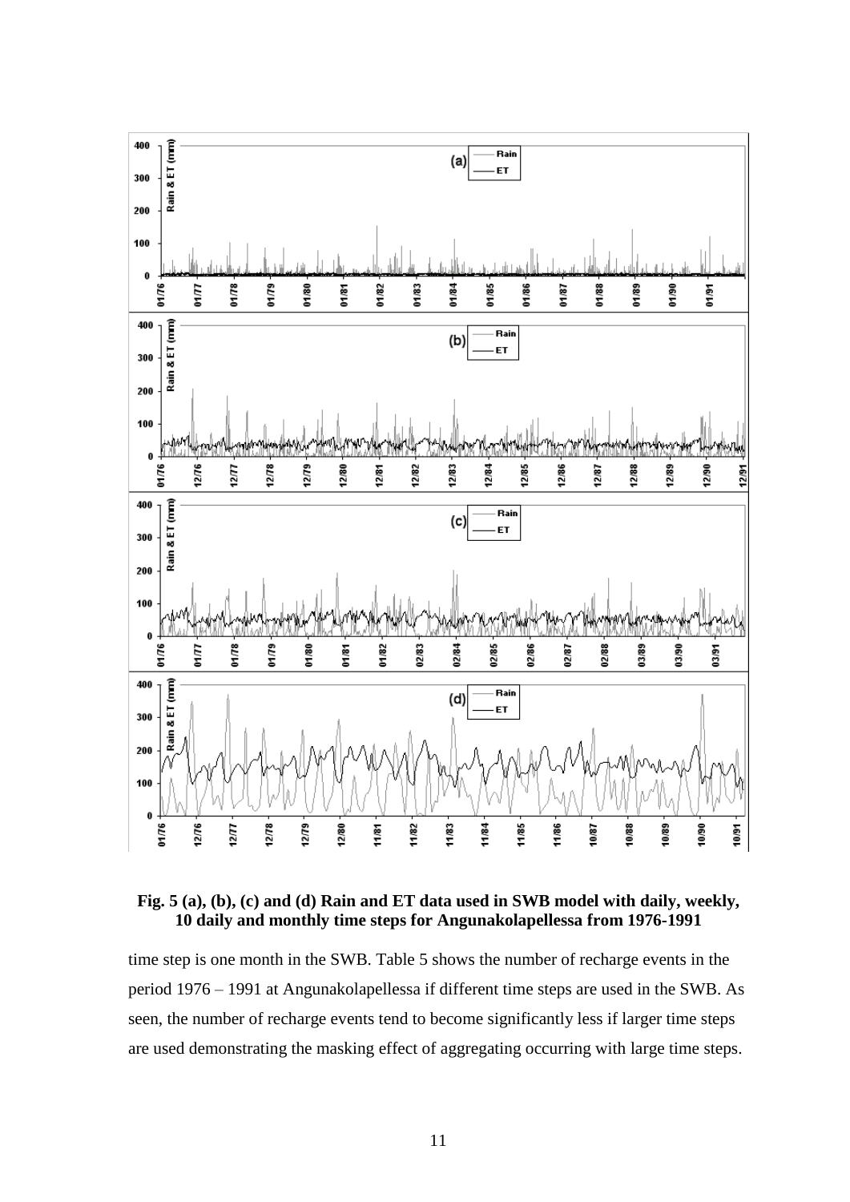**Fig. 5 (a), (b), (c) and (d) Rain and ET data used in SWB model with daily, weekly, 10 daily and monthly time steps for Angunakolapellessa from 1976-1991**

time step is one month in the SWB. Table 5 shows the number of recharge events in the period 1976 – 1991 at Angunakolapellessa if different time steps are used in the SWB. As seen, the number of recharge events tend to become significantly less if larger time steps are used demonstrating the masking effect of aggregating occurring with large time steps.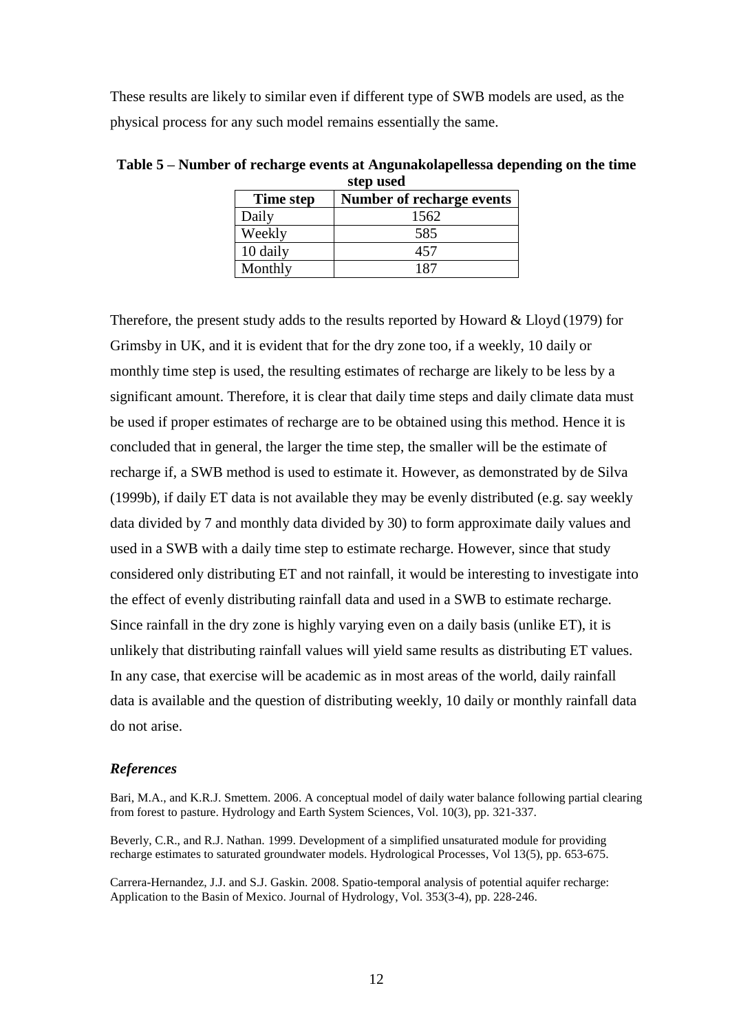These results are likely to similar even if different type of SWB models are used, as the physical process for any such model remains essentially the same.

**Table 5 – Number of recharge events at Angunakolapellessa depending on the time step used**

| Time step | Number of recharge events |
|---|---|
| Daily | 1562 |
| Weekly | 585 |
| 10 daily | 457 |
| Monthly | 187 |

Therefore, the present study adds to the results reported by Howard & Lloyd (1979) for Grimsby in UK, and it is evident that for the dry zone too, if a weekly, 10 daily or monthly time step is used, the resulting estimates of recharge are likely to be less by a significant amount. Therefore, it is clear that daily time steps and daily climate data must be used if proper estimates of recharge are to be obtained using this method. Hence it is concluded that in general, the larger the time step, the smaller will be the estimate of recharge if, a SWB method is used to estimate it. However, as demonstrated by de Silva (1999b), if daily ET data is not available they may be evenly distributed (e.g. say weekly data divided by 7 and monthly data divided by 30) to form approximate daily values and used in a SWB with a daily time step to estimate recharge. However, since that study considered only distributing ET and not rainfall, it would be interesting to investigate into the effect of evenly distributing rainfall data and used in a SWB to estimate recharge. Since rainfall in the dry zone is highly varying even on a daily basis (unlike ET), it is unlikely that distributing rainfall values will yield same results as distributing ET values. In any case, that exercise will be academic as in most areas of the world, daily rainfall data is available and the question of distributing weekly, 10 daily or monthly rainfall data do not arise.

### *References*

Bari, M.A., and K.R.J. Smettem. 2006. A conceptual model of daily water balance following partial clearing from forest to pasture. Hydrology and Earth System Sciences, Vol. 10(3), pp. 321-337.

Beverly, C.R., and R.J. Nathan. 1999. Development of a simplified unsaturated module for providing recharge estimates to saturated groundwater models. Hydrological Processes, Vol 13(5), pp. 653-675.

Carrera-Hernandez, J.J. and S.J. Gaskin. 2008. Spatio-temporal analysis of potential aquifer recharge: Application to the Basin of Mexico. Journal of Hydrology, Vol. 353(3-4), pp. 228-246.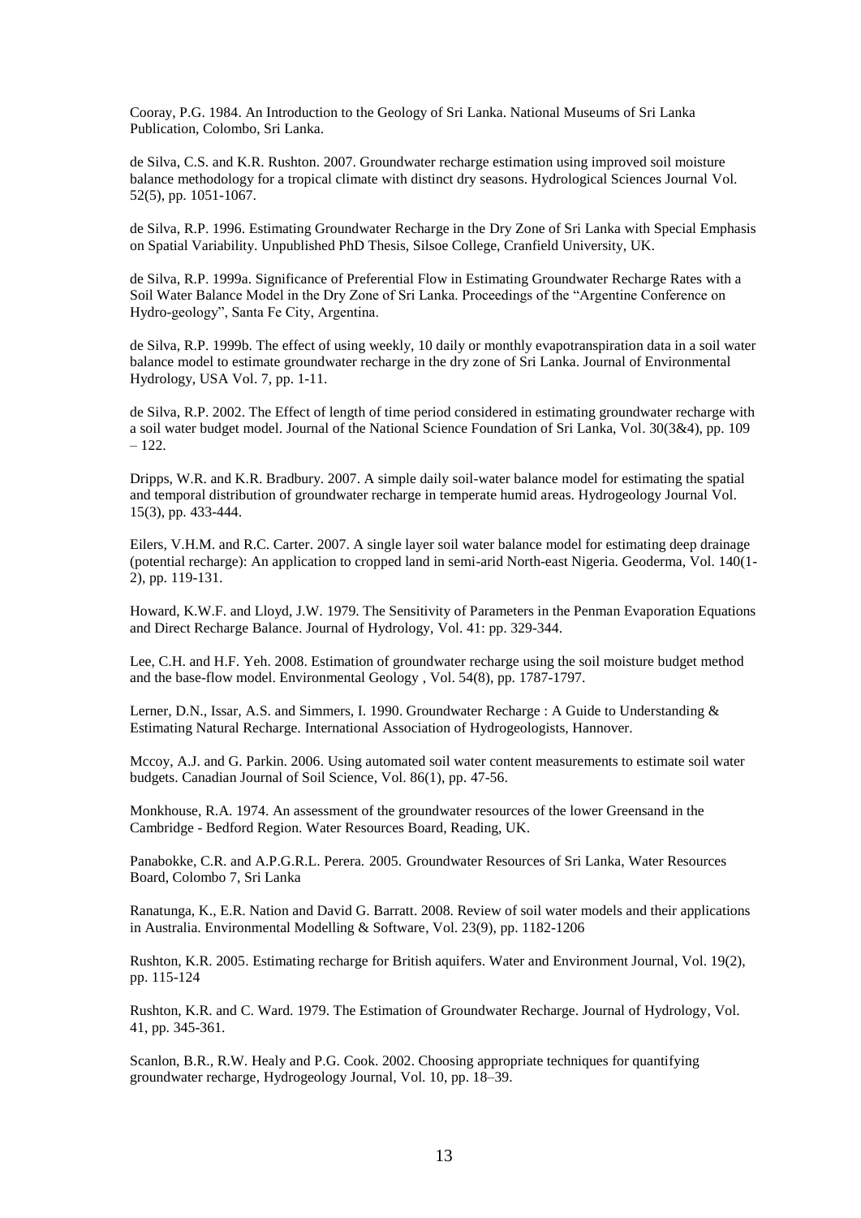Cooray, P.G. 1984. An Introduction to the Geology of Sri Lanka. National Museums of Sri Lanka Publication, Colombo, Sri Lanka.

de Silva, C.S. and K.R. Rushton. 2007. Groundwater recharge estimation using improved soil moisture balance methodology for a tropical climate with distinct dry seasons. Hydrological Sciences Journal Vol. 52(5), pp. 1051-1067.

de Silva, R.P. 1996. Estimating Groundwater Recharge in the Dry Zone of Sri Lanka with Special Emphasis on Spatial Variability. Unpublished PhD Thesis, Silsoe College, Cranfield University, UK.

de Silva, R.P. 1999a. Significance of Preferential Flow in Estimating Groundwater Recharge Rates with a Soil Water Balance Model in the Dry Zone of Sri Lanka. Proceedings of the "Argentine Conference on Hydro-geology", Santa Fe City, Argentina.

de Silva, R.P. 1999b. The effect of using weekly, 10 daily or monthly evapotranspiration data in a soil water balance model to estimate groundwater recharge in the dry zone of Sri Lanka. Journal of Environmental Hydrology, USA Vol. 7, pp. 1-11.

de Silva, R.P. 2002. The Effect of length of time period considered in estimating groundwater recharge with a soil water budget model. Journal of the National Science Foundation of Sri Lanka, Vol. 30(3&4), pp. 109 – 122.

Dripps, W.R. and K.R. Bradbury. 2007. A simple daily soil-water balance model for estimating the spatial and temporal distribution of groundwater recharge in temperate humid areas. Hydrogeology Journal Vol. 15(3), pp. 433-444.

Eilers, V.H.M. and R.C. Carter. 2007. A single layer soil water balance model for estimating deep drainage (potential recharge): An application to cropped land in semi-arid North-east Nigeria. Geoderma, Vol. 140(1-2), pp. 119-131.

Howard, K.W.F. and Lloyd, J.W. 1979. The Sensitivity of Parameters in the Penman Evaporation Equations and Direct Recharge Balance. Journal of Hydrology, Vol. 41: pp. 329-344.

Lee, C.H. and H.F. Yeh. 2008. Estimation of groundwater recharge using the soil moisture budget method and the base-flow model. Environmental Geology , Vol. 54(8), pp. 1787-1797.

Lerner, D.N., Issar, A.S. and Simmers, I. 1990. Groundwater Recharge : A Guide to Understanding & Estimating Natural Recharge. International Association of Hydrogeologists, Hannover.

Mccoy, A.J. and G. Parkin. 2006. Using automated soil water content measurements to estimate soil water budgets. Canadian Journal of Soil Science, Vol. 86(1), pp. 47-56.

Monkhouse, R.A. 1974. An assessment of the groundwater resources of the lower Greensand in the Cambridge - Bedford Region. Water Resources Board, Reading, UK.

Panabokke, C.R. and A.P.G.R.L. Perera. 2005. Groundwater Resources of Sri Lanka, Water Resources Board, Colombo 7, Sri Lanka

Ranatunga, K., E.R. Nation and David G. Barratt. 2008. Review of soil water models and their applications in Australia. Environmental Modelling & Software, Vol. 23(9), pp. 1182-1206

Rushton, K.R. 2005. Estimating recharge for British aquifers. Water and Environment Journal, Vol. 19(2), pp. 115-124

Rushton, K.R. and C. Ward. 1979. The Estimation of Groundwater Recharge. Journal of Hydrology, Vol. 41, pp. 345-361.

Scanlon, B.R., R.W. Healy and P.G. Cook. 2002. Choosing appropriate techniques for quantifying groundwater recharge, Hydrogeology Journal, Vol. 10, pp. 18–39.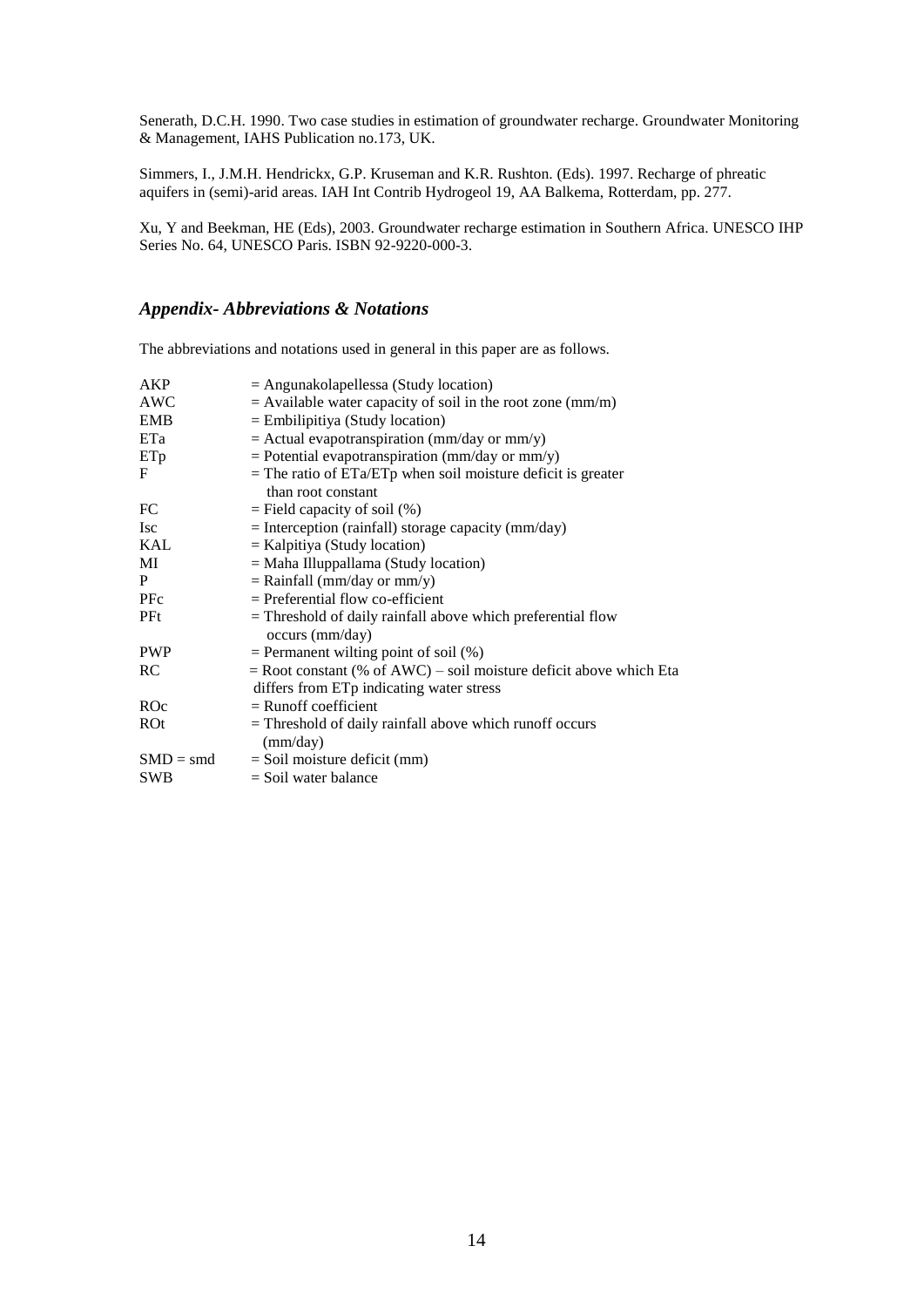Senerath, D.C.H. 1990. Two case studies in estimation of groundwater recharge. Groundwater Monitoring & Management, IAHS Publication no.173, UK.

Simmers, I., J.M.H. Hendrickx, G.P. Kruseman and K.R. Rushton. (Eds). 1997. Recharge of phreatic aquifers in (semi)-arid areas. IAH Int Contrib Hydrogeol 19, AA Balkema, Rotterdam, pp. 277.

Xu, Y and Beekman, HE (Eds), 2003. Groundwater recharge estimation in Southern Africa. UNESCO IHP Series No. 64, UNESCO Paris. ISBN 92-9220-000-3.

## *Appendix- Abbreviations & Notations*

The abbreviations and notations used in general in this paper are as follows.

| | |
|---|---|
| AKP | = Angunakolapellessa (Study location) |
| AWC | = Available water capacity of soil in the root zone (mm/m) |
| EMB | = Embilipitiya (Study location) |
| ETa | = Actual evapotranspiration (mm/day or mm/y) |
| ETp | = Potential evapotranspiration (mm/day or mm/y) |
| F | = The ratio of ETa/ETp when soil moisture deficit is greater than root constant |
| FC | = Field capacity of soil (%) |
| Isc | = Interception (rainfall) storage capacity (mm/day) |
| KAL | = Kalpitiya (Study location) |
| MI | = Maha Illuppallama (Study location) |
| P | = Rainfall (mm/day or mm/y) |
| PFc | = Preferential flow co-efficient |
| PFt | = Threshold of daily rainfall above which preferential flow occurs (mm/day) |
| PWP | = Permanent wilting point of soil (%) |
| RC | = Root constant (% of AWC) – soil moisture deficit above which Eta differs from ETp indicating water stress |
| ROc | = Runoff coefficient |
| ROt | = Threshold of daily rainfall above which runoff occurs (mm/day) |
| SMD = smd | = Soil moisture deficit (mm) |
| SWB | = Soil water balance |